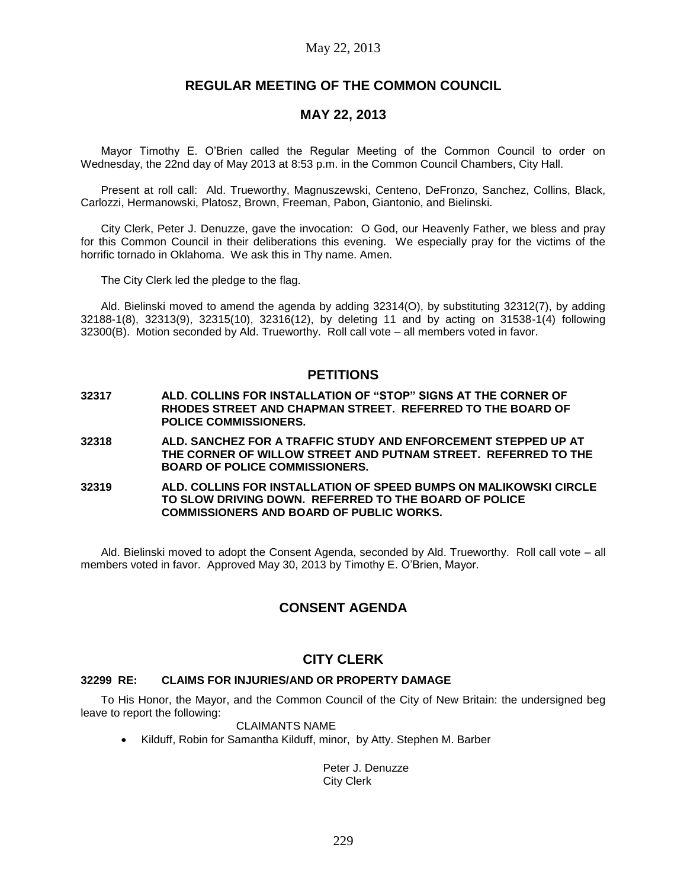## REGULAR MEETING OF THE COMMON COUNCIL

## MAY 22, 2013

Mayor Timothy E. O'Brien called the Regular Meeting of the Common Council to order on Wednesday, the 22nd day of May 2013 at 8:53 p.m. in the Common Council Chambers, City Hall.

Present at roll call: Ald. Trueworthy, Magnuszewski, Centeno, DeFronzo, Sanchez, Collins, Black, Carlozzi, Hermanowski, Platosz, Brown, Freeman, Pabon, Giantonio, and Bielinski.

City Clerk, Peter J. Denuzze, gave the invocation: O God, our Heavenly Father, we bless and pray for this Common Council in their deliberations this evening. We especially pray for the victims of the horrific tornado in Oklahoma. We ask this in Thy name. Amen.

The City Clerk led the pledge to the flag.

Ald. Bielinski moved to amend the agenda by adding 32314(O), by substituting 32312(7), by adding 32188-1(8), 32313(9), 32315(10), 32316(12), by deleting 11 and by acting on 31538-1(4) following 32300(B). Motion seconded by Ald. Trueworthy. Roll call vote – all members voted in favor.

## PETITIONS

**32317 ALD. COLLINS FOR INSTALLATION OF "STOP" SIGNS AT THE CORNER OF RHODES STREET AND CHAPMAN STREET. REFERRED TO THE BOARD OF POLICE COMMISSIONERS.**

**32318 ALD. SANCHEZ FOR A TRAFFIC STUDY AND ENFORCEMENT STEPPED UP AT THE CORNER OF WILLOW STREET AND PUTNAM STREET. REFERRED TO THE BOARD OF POLICE COMMISSIONERS.**

**32319 ALD. COLLINS FOR INSTALLATION OF SPEED BUMPS ON MALIKOWSKI CIRCLE TO SLOW DRIVING DOWN. REFERRED TO THE BOARD OF POLICE COMMISSIONERS AND BOARD OF PUBLIC WORKS.**

Ald. Bielinski moved to adopt the Consent Agenda, seconded by Ald. Trueworthy. Roll call vote – all members voted in favor. Approved May 30, 2013 by Timothy E. O'Brien, Mayor.

## CONSENT AGENDA

## CITY CLERK

**32299 RE: CLAIMS FOR INJURIES/AND OR PROPERTY DAMAGE**

To His Honor, the Mayor, and the Common Council of the City of New Britain: the undersigned beg leave to report the following:

CLAIMANTS NAME

- Kilduff, Robin for Samantha Kilduff, minor, by Atty. Stephen M. Barber

Peter J. Denuzze
City Clerk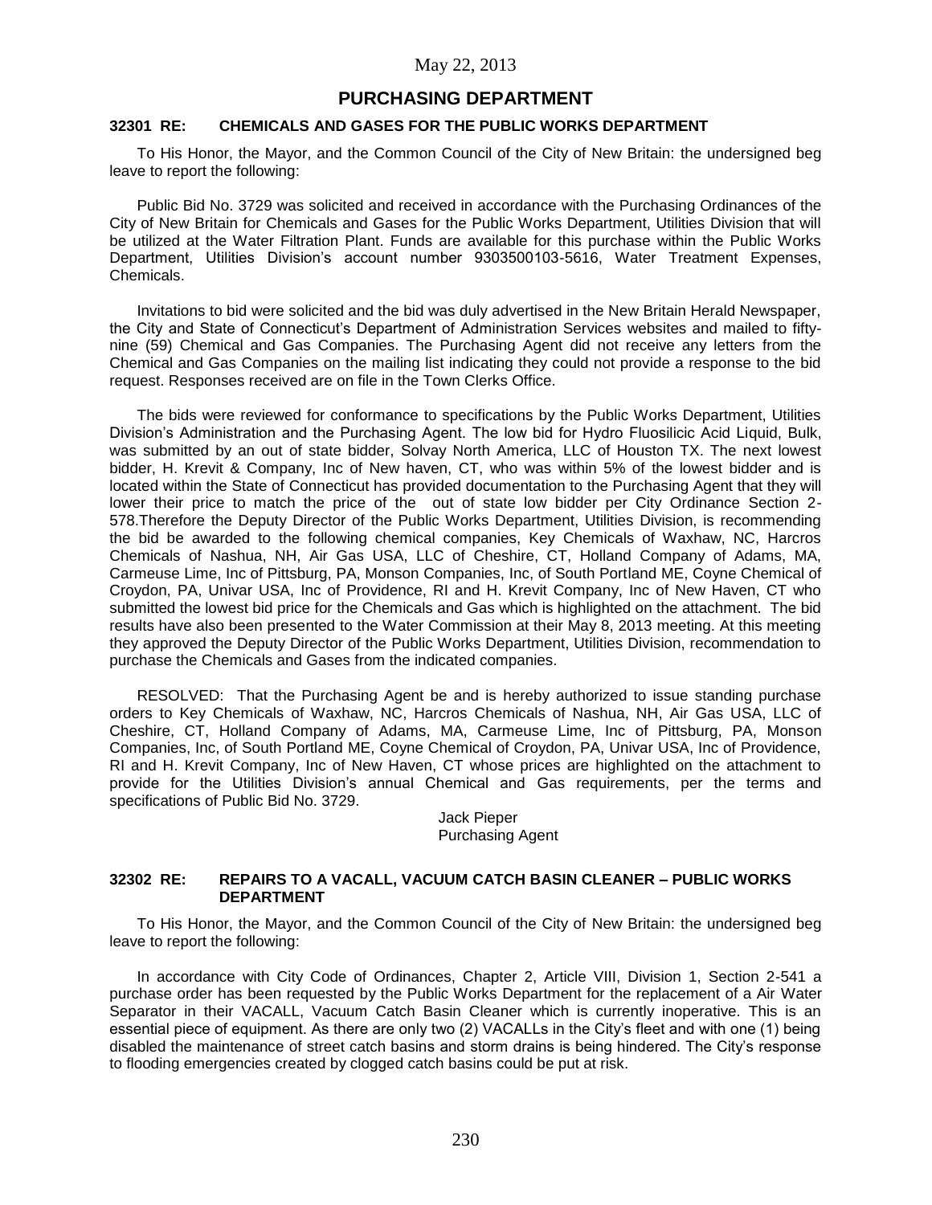May 22, 2013

# PURCHASING DEPARTMENT

### 32301 RE: CHEMICALS AND GASES FOR THE PUBLIC WORKS DEPARTMENT

To His Honor, the Mayor, and the Common Council of the City of New Britain: the undersigned beg leave to report the following:

Public Bid No. 3729 was solicited and received in accordance with the Purchasing Ordinances of the City of New Britain for Chemicals and Gases for the Public Works Department, Utilities Division that will be utilized at the Water Filtration Plant. Funds are available for this purchase within the Public Works Department, Utilities Division's account number 9303500103-5616, Water Treatment Expenses, Chemicals.

Invitations to bid were solicited and the bid was duly advertised in the New Britain Herald Newspaper, the City and State of Connecticut's Department of Administration Services websites and mailed to fifty-nine (59) Chemical and Gas Companies. The Purchasing Agent did not receive any letters from the Chemical and Gas Companies on the mailing list indicating they could not provide a response to the bid request. Responses received are on file in the Town Clerks Office.

The bids were reviewed for conformance to specifications by the Public Works Department, Utilities Division's Administration and the Purchasing Agent. The low bid for Hydro Fluosilicic Acid Liquid, Bulk, was submitted by an out of state bidder, Solvay North America, LLC of Houston TX. The next lowest bidder, H. Krevit & Company, Inc of New haven, CT, who was within 5% of the lowest bidder and is located within the State of Connecticut has provided documentation to the Purchasing Agent that they will lower their price to match the price of the out of state low bidder per City Ordinance Section 2-578.Therefore the Deputy Director of the Public Works Department, Utilities Division, is recommending the bid be awarded to the following chemical companies, Key Chemicals of Waxhaw, NC, Harcros Chemicals of Nashua, NH, Air Gas USA, LLC of Cheshire, CT, Holland Company of Adams, MA, Carmeuse Lime, Inc of Pittsburg, PA, Monson Companies, Inc, of South Portland ME, Coyne Chemical of Croydon, PA, Univar USA, Inc of Providence, RI and H. Krevit Company, Inc of New Haven, CT who submitted the lowest bid price for the Chemicals and Gas which is highlighted on the attachment. The bid results have also been presented to the Water Commission at their May 8, 2013 meeting. At this meeting they approved the Deputy Director of the Public Works Department, Utilities Division, recommendation to purchase the Chemicals and Gases from the indicated companies.

RESOLVED: That the Purchasing Agent be and is hereby authorized to issue standing purchase orders to Key Chemicals of Waxhaw, NC, Harcros Chemicals of Nashua, NH, Air Gas USA, LLC of Cheshire, CT, Holland Company of Adams, MA, Carmeuse Lime, Inc of Pittsburg, PA, Monson Companies, Inc, of South Portland ME, Coyne Chemical of Croydon, PA, Univar USA, Inc of Providence, RI and H. Krevit Company, Inc of New Haven, CT whose prices are highlighted on the attachment to provide for the Utilities Division's annual Chemical and Gas requirements, per the terms and specifications of Public Bid No. 3729.

Jack Pieper
Purchasing Agent

### 32302 RE: REPAIRS TO A VACALL, VACUUM CATCH BASIN CLEANER – PUBLIC WORKS DEPARTMENT

To His Honor, the Mayor, and the Common Council of the City of New Britain: the undersigned beg leave to report the following:

In accordance with City Code of Ordinances, Chapter 2, Article VIII, Division 1, Section 2-541 a purchase order has been requested by the Public Works Department for the replacement of a Air Water Separator in their VACALL, Vacuum Catch Basin Cleaner which is currently inoperative. This is an essential piece of equipment. As there are only two (2) VACALLs in the City's fleet and with one (1) being disabled the maintenance of street catch basins and storm drains is being hindered. The City's response to flooding emergencies created by clogged catch basins could be put at risk.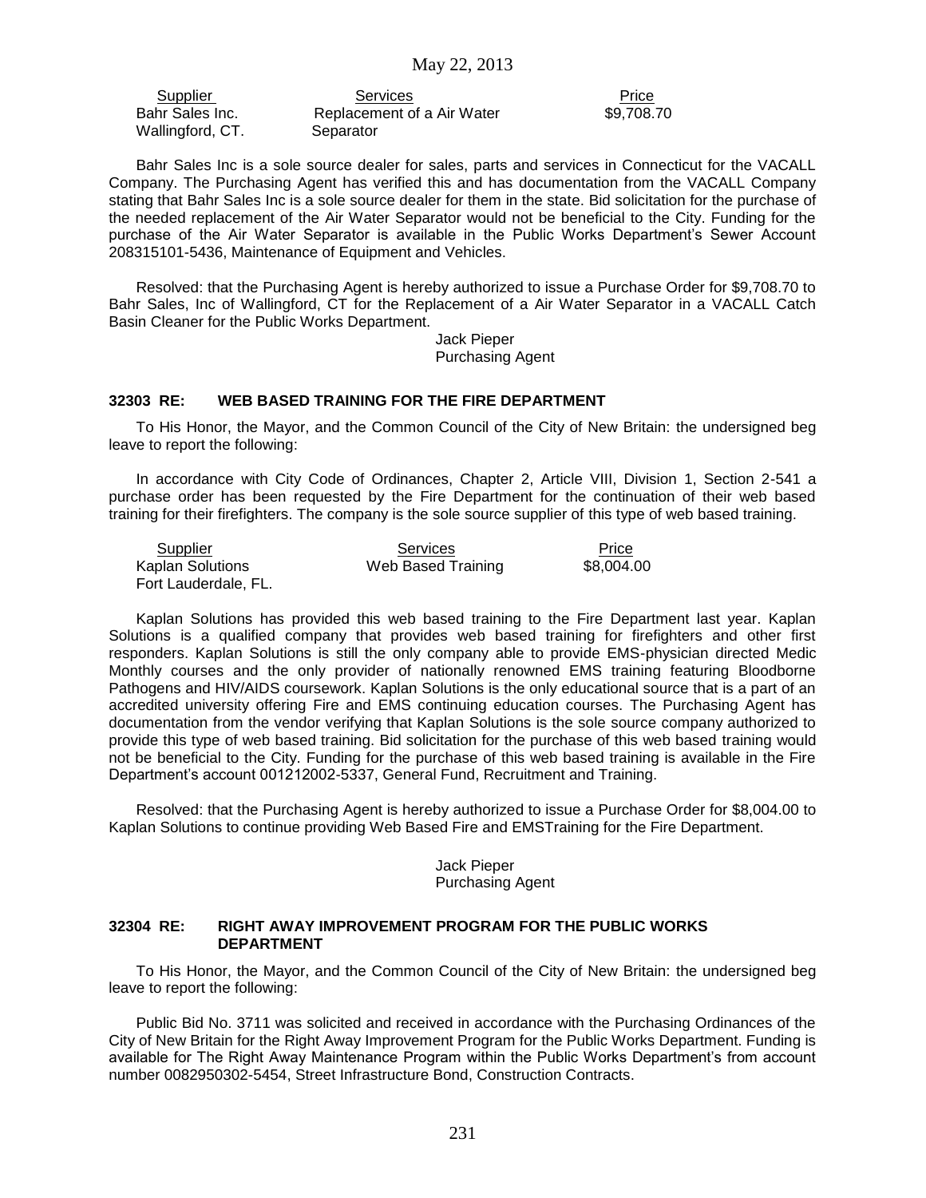| Supplier | Services | Price |
|---|---|---|
| Bahr Sales Inc. Wallingford, CT. | Replacement of a Air Water Separator | $9,708.70 |

Bahr Sales Inc is a sole source dealer for sales, parts and services in Connecticut for the VACALL Company. The Purchasing Agent has verified this and has documentation from the VACALL Company stating that Bahr Sales Inc is a sole source dealer for them in the state. Bid solicitation for the purchase of the needed replacement of the Air Water Separator would not be beneficial to the City. Funding for the purchase of the Air Water Separator is available in the Public Works Department's Sewer Account 208315101-5436, Maintenance of Equipment and Vehicles.

Resolved: that the Purchasing Agent is hereby authorized to issue a Purchase Order for $9,708.70 to Bahr Sales, Inc of Wallingford, CT for the Replacement of a Air Water Separator in a VACALL Catch Basin Cleaner for the Public Works Department.

Jack Pieper
Purchasing Agent

### 32303 RE: WEB BASED TRAINING FOR THE FIRE DEPARTMENT

To His Honor, the Mayor, and the Common Council of the City of New Britain: the undersigned beg leave to report the following:

In accordance with City Code of Ordinances, Chapter 2, Article VIII, Division 1, Section 2-541 a purchase order has been requested by the Fire Department for the continuation of their web based training for their firefighters. The company is the sole source supplier of this type of web based training.

| Supplier | Services | Price |
|---|---|---|
| Kaplan Solutions Fort Lauderdale, FL. | Web Based Training | $8,004.00 |

Kaplan Solutions has provided this web based training to the Fire Department last year. Kaplan Solutions is a qualified company that provides web based training for firefighters and other first responders. Kaplan Solutions is still the only company able to provide EMS-physician directed Medic Monthly courses and the only provider of nationally renowned EMS training featuring Bloodborne Pathogens and HIV/AIDS coursework. Kaplan Solutions is the only educational source that is a part of an accredited university offering Fire and EMS continuing education courses. The Purchasing Agent has documentation from the vendor verifying that Kaplan Solutions is the sole source company authorized to provide this type of web based training. Bid solicitation for the purchase of this web based training would not be beneficial to the City. Funding for the purchase of this web based training is available in the Fire Department's account 001212002-5337, General Fund, Recruitment and Training.

Resolved: that the Purchasing Agent is hereby authorized to issue a Purchase Order for $8,004.00 to Kaplan Solutions to continue providing Web Based Fire and EMSTraining for the Fire Department.

Jack Pieper
Purchasing Agent

### 32304 RE: RIGHT AWAY IMPROVEMENT PROGRAM FOR THE PUBLIC WORKS DEPARTMENT

To His Honor, the Mayor, and the Common Council of the City of New Britain: the undersigned beg leave to report the following:

Public Bid No. 3711 was solicited and received in accordance with the Purchasing Ordinances of the City of New Britain for the Right Away Improvement Program for the Public Works Department. Funding is available for The Right Away Maintenance Program within the Public Works Department's from account number 0082950302-5454, Street Infrastructure Bond, Construction Contracts.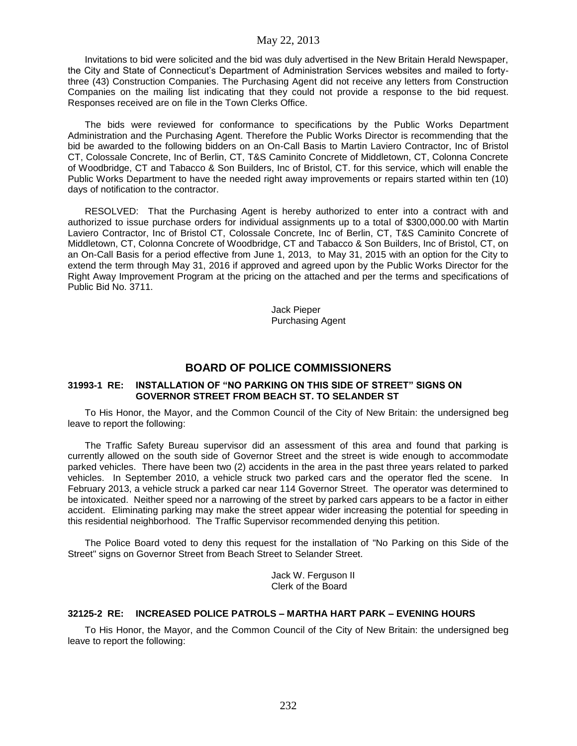Invitations to bid were solicited and the bid was duly advertised in the New Britain Herald Newspaper, the City and State of Connecticut's Department of Administration Services websites and mailed to forty-three (43) Construction Companies. The Purchasing Agent did not receive any letters from Construction Companies on the mailing list indicating that they could not provide a response to the bid request. Responses received are on file in the Town Clerks Office.

The bids were reviewed for conformance to specifications by the Public Works Department Administration and the Purchasing Agent. Therefore the Public Works Director is recommending that the bid be awarded to the following bidders on an On-Call Basis to Martin Laviero Contractor, Inc of Bristol CT, Colossale Concrete, Inc of Berlin, CT, T&S Caminito Concrete of Middletown, CT, Colonna Concrete of Woodbridge, CT and Tabacco & Son Builders, Inc of Bristol, CT. for this service, which will enable the Public Works Department to have the needed right away improvements or repairs started within ten (10) days of notification to the contractor.

RESOLVED: That the Purchasing Agent is hereby authorized to enter into a contract with and authorized to issue purchase orders for individual assignments up to a total of $300,000.00 with Martin Laviero Contractor, Inc of Bristol CT, Colossale Concrete, Inc of Berlin, CT, T&S Caminito Concrete of Middletown, CT, Colonna Concrete of Woodbridge, CT and Tabacco & Son Builders, Inc of Bristol, CT, on an On-Call Basis for a period effective from June 1, 2013, to May 31, 2015 with an option for the City to extend the term through May 31, 2016 if approved and agreed upon by the Public Works Director for the Right Away Improvement Program at the pricing on the attached and per the terms and specifications of Public Bid No. 3711.

Jack Pieper
Purchasing Agent

## BOARD OF POLICE COMMISSIONERS

### 31993-1 RE: INSTALLATION OF "NO PARKING ON THIS SIDE OF STREET" SIGNS ON GOVERNOR STREET FROM BEACH ST. TO SELANDER ST

To His Honor, the Mayor, and the Common Council of the City of New Britain: the undersigned beg leave to report the following:

The Traffic Safety Bureau supervisor did an assessment of this area and found that parking is currently allowed on the south side of Governor Street and the street is wide enough to accommodate parked vehicles. There have been two (2) accidents in the area in the past three years related to parked vehicles. In September 2010, a vehicle struck two parked cars and the operator fled the scene. In February 2013, a vehicle struck a parked car near 114 Governor Street. The operator was determined to be intoxicated. Neither speed nor a narrowing of the street by parked cars appears to be a factor in either accident. Eliminating parking may make the street appear wider increasing the potential for speeding in this residential neighborhood. The Traffic Supervisor recommended denying this petition.

The Police Board voted to deny this request for the installation of "No Parking on this Side of the Street" signs on Governor Street from Beach Street to Selander Street.

Jack W. Ferguson II
Clerk of the Board

### 32125-2 RE: INCREASED POLICE PATROLS – MARTHA HART PARK – EVENING HOURS

To His Honor, the Mayor, and the Common Council of the City of New Britain: the undersigned beg leave to report the following: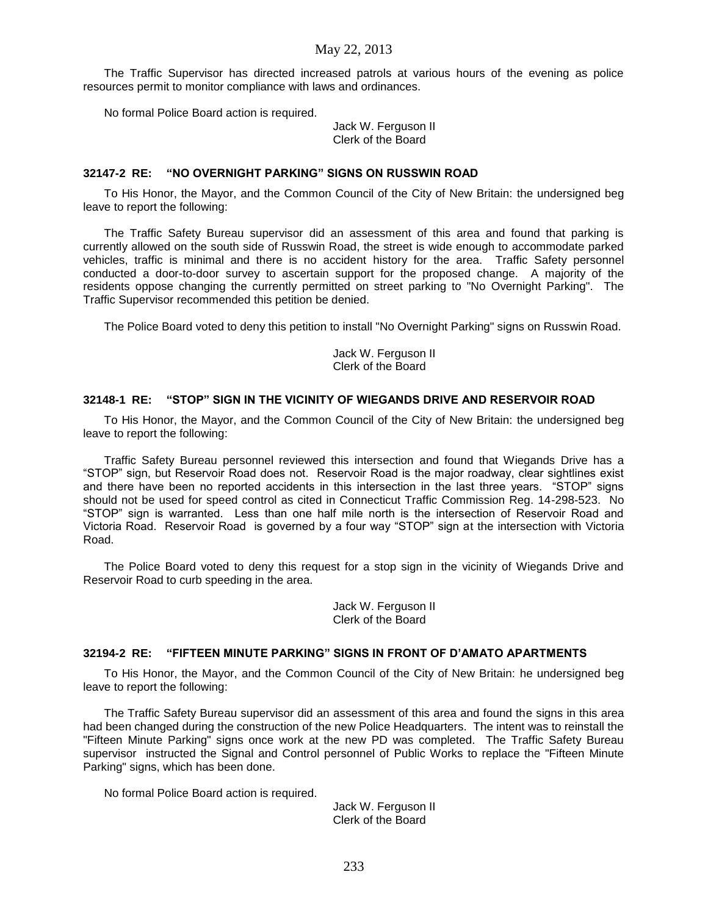The Traffic Supervisor has directed increased patrols at various hours of the evening as police resources permit to monitor compliance with laws and ordinances.

No formal Police Board action is required.

Jack W. Ferguson II
Clerk of the Board

### 32147-2 RE: "NO OVERNIGHT PARKING" SIGNS ON RUSSWIN ROAD

To His Honor, the Mayor, and the Common Council of the City of New Britain: the undersigned beg leave to report the following:

The Traffic Safety Bureau supervisor did an assessment of this area and found that parking is currently allowed on the south side of Russwin Road, the street is wide enough to accommodate parked vehicles, traffic is minimal and there is no accident history for the area. Traffic Safety personnel conducted a door-to-door survey to ascertain support for the proposed change. A majority of the residents oppose changing the currently permitted on street parking to "No Overnight Parking". The Traffic Supervisor recommended this petition be denied.

The Police Board voted to deny this petition to install "No Overnight Parking" signs on Russwin Road.

Jack W. Ferguson II
Clerk of the Board

### 32148-1 RE: "STOP" SIGN IN THE VICINITY OF WIEGANDS DRIVE AND RESERVOIR ROAD

To His Honor, the Mayor, and the Common Council of the City of New Britain: the undersigned beg leave to report the following:

Traffic Safety Bureau personnel reviewed this intersection and found that Wiegands Drive has a "STOP" sign, but Reservoir Road does not. Reservoir Road is the major roadway, clear sightlines exist and there have been no reported accidents in this intersection in the last three years. "STOP" signs should not be used for speed control as cited in Connecticut Traffic Commission Reg. 14-298-523. No "STOP" sign is warranted. Less than one half mile north is the intersection of Reservoir Road and Victoria Road. Reservoir Road is governed by a four way "STOP" sign at the intersection with Victoria Road.

The Police Board voted to deny this request for a stop sign in the vicinity of Wiegands Drive and Reservoir Road to curb speeding in the area.

Jack W. Ferguson II
Clerk of the Board

### 32194-2 RE: "FIFTEEN MINUTE PARKING" SIGNS IN FRONT OF D'AMATO APARTMENTS

To His Honor, the Mayor, and the Common Council of the City of New Britain: he undersigned beg leave to report the following:

The Traffic Safety Bureau supervisor did an assessment of this area and found the signs in this area had been changed during the construction of the new Police Headquarters. The intent was to reinstall the "Fifteen Minute Parking" signs once work at the new PD was completed. The Traffic Safety Bureau supervisor instructed the Signal and Control personnel of Public Works to replace the "Fifteen Minute Parking" signs, which has been done.

No formal Police Board action is required.

Jack W. Ferguson II
Clerk of the Board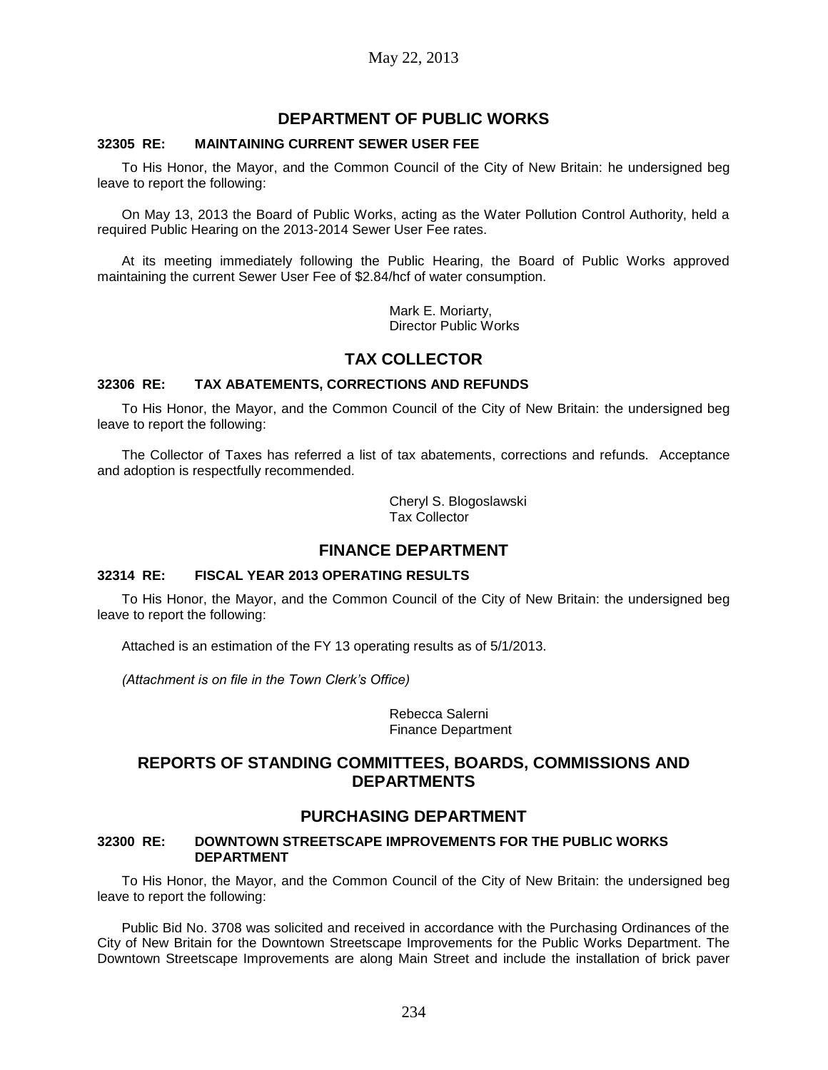## DEPARTMENT OF PUBLIC WORKS

**32305 RE: MAINTAINING CURRENT SEWER USER FEE**

To His Honor, the Mayor, and the Common Council of the City of New Britain: he undersigned beg leave to report the following:

On May 13, 2013 the Board of Public Works, acting as the Water Pollution Control Authority, held a required Public Hearing on the 2013-2014 Sewer User Fee rates.

At its meeting immediately following the Public Hearing, the Board of Public Works approved maintaining the current Sewer User Fee of $2.84/hcf of water consumption.

Mark E. Moriarty,
Director Public Works

## TAX COLLECTOR

**32306 RE: TAX ABATEMENTS, CORRECTIONS AND REFUNDS**

To His Honor, the Mayor, and the Common Council of the City of New Britain: the undersigned beg leave to report the following:

The Collector of Taxes has referred a list of tax abatements, corrections and refunds. Acceptance and adoption is respectfully recommended.

Cheryl S. Blogoslawski
Tax Collector

## FINANCE DEPARTMENT

**32314 RE: FISCAL YEAR 2013 OPERATING RESULTS**

To His Honor, the Mayor, and the Common Council of the City of New Britain: the undersigned beg leave to report the following:

Attached is an estimation of the FY 13 operating results as of 5/1/2013.

*(Attachment is on file in the Town Clerk's Office)*

Rebecca Salerni
Finance Department

## REPORTS OF STANDING COMMITTEES, BOARDS, COMMISSIONS AND DEPARTMENTS

## PURCHASING DEPARTMENT

**32300 RE: DOWNTOWN STREETSCAPE IMPROVEMENTS FOR THE PUBLIC WORKS DEPARTMENT**

To His Honor, the Mayor, and the Common Council of the City of New Britain: the undersigned beg leave to report the following:

Public Bid No. 3708 was solicited and received in accordance with the Purchasing Ordinances of the City of New Britain for the Downtown Streetscape Improvements for the Public Works Department. The Downtown Streetscape Improvements are along Main Street and include the installation of brick paver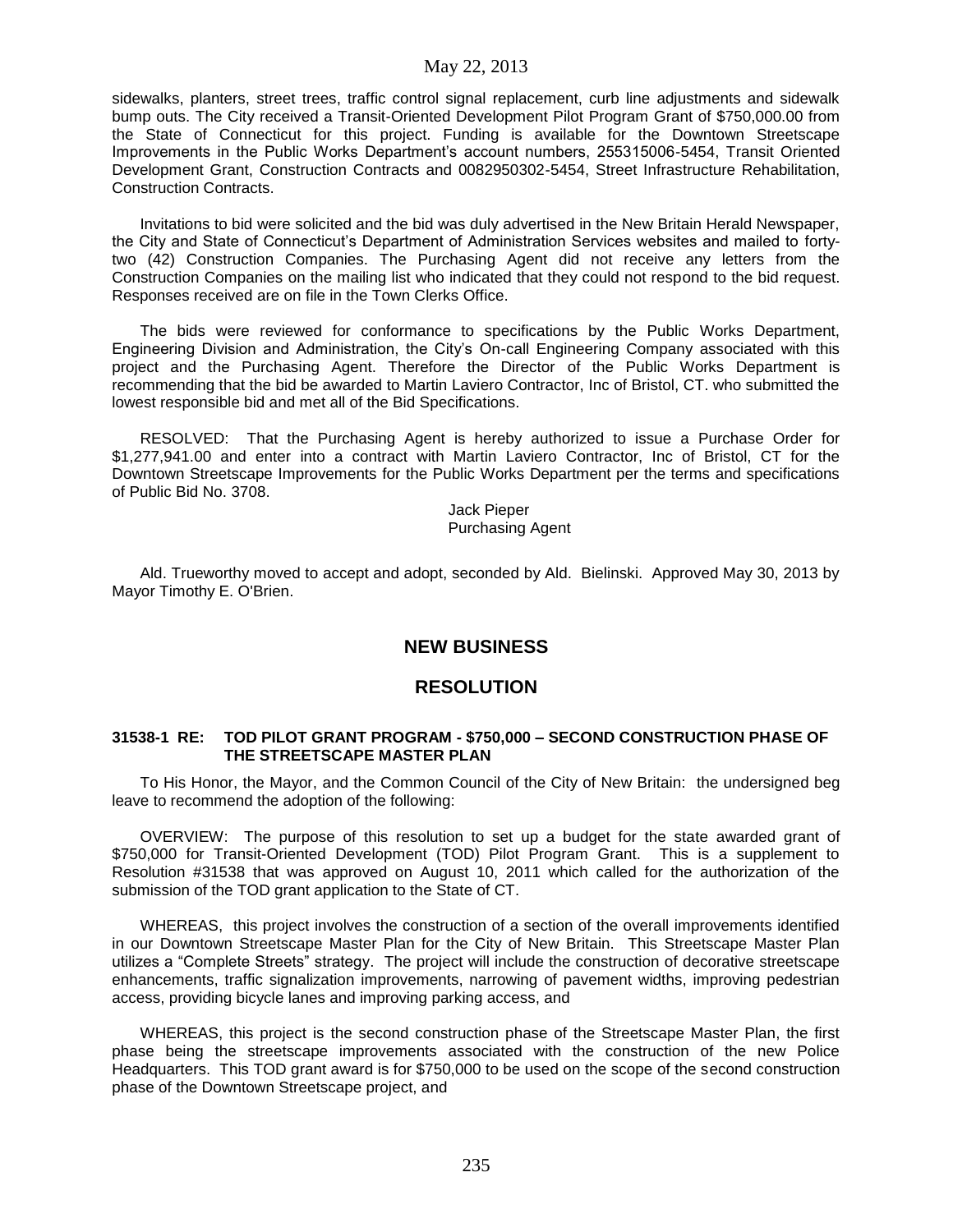sidewalks, planters, street trees, traffic control signal replacement, curb line adjustments and sidewalk bump outs. The City received a Transit-Oriented Development Pilot Program Grant of $750,000.00 from the State of Connecticut for this project. Funding is available for the Downtown Streetscape Improvements in the Public Works Department's account numbers, 255315006-5454, Transit Oriented Development Grant, Construction Contracts and 0082950302-5454, Street Infrastructure Rehabilitation, Construction Contracts.

Invitations to bid were solicited and the bid was duly advertised in the New Britain Herald Newspaper, the City and State of Connecticut's Department of Administration Services websites and mailed to forty-two (42) Construction Companies. The Purchasing Agent did not receive any letters from the Construction Companies on the mailing list who indicated that they could not respond to the bid request. Responses received are on file in the Town Clerks Office.

The bids were reviewed for conformance to specifications by the Public Works Department, Engineering Division and Administration, the City's On-call Engineering Company associated with this project and the Purchasing Agent. Therefore the Director of the Public Works Department is recommending that the bid be awarded to Martin Laviero Contractor, Inc of Bristol, CT. who submitted the lowest responsible bid and met all of the Bid Specifications.

RESOLVED: That the Purchasing Agent is hereby authorized to issue a Purchase Order for $1,277,941.00 and enter into a contract with Martin Laviero Contractor, Inc of Bristol, CT for the Downtown Streetscape Improvements for the Public Works Department per the terms and specifications of Public Bid No. 3708.

Jack Pieper
Purchasing Agent

Ald. Trueworthy moved to accept and adopt, seconded by Ald. Bielinski. Approved May 30, 2013 by Mayor Timothy E. O'Brien.

## NEW BUSINESS

## RESOLUTION

**31538-1 RE: TOD PILOT GRANT PROGRAM - $750,000 – SECOND CONSTRUCTION PHASE OF THE STREETSCAPE MASTER PLAN**

To His Honor, the Mayor, and the Common Council of the City of New Britain: the undersigned beg leave to recommend the adoption of the following:

OVERVIEW: The purpose of this resolution to set up a budget for the state awarded grant of $750,000 for Transit-Oriented Development (TOD) Pilot Program Grant. This is a supplement to Resolution #31538 that was approved on August 10, 2011 which called for the authorization of the submission of the TOD grant application to the State of CT.

WHEREAS, this project involves the construction of a section of the overall improvements identified in our Downtown Streetscape Master Plan for the City of New Britain. This Streetscape Master Plan utilizes a "Complete Streets" strategy. The project will include the construction of decorative streetscape enhancements, traffic signalization improvements, narrowing of pavement widths, improving pedestrian access, providing bicycle lanes and improving parking access, and

WHEREAS, this project is the second construction phase of the Streetscape Master Plan, the first phase being the streetscape improvements associated with the construction of the new Police Headquarters. This TOD grant award is for $750,000 to be used on the scope of the second construction phase of the Downtown Streetscape project, and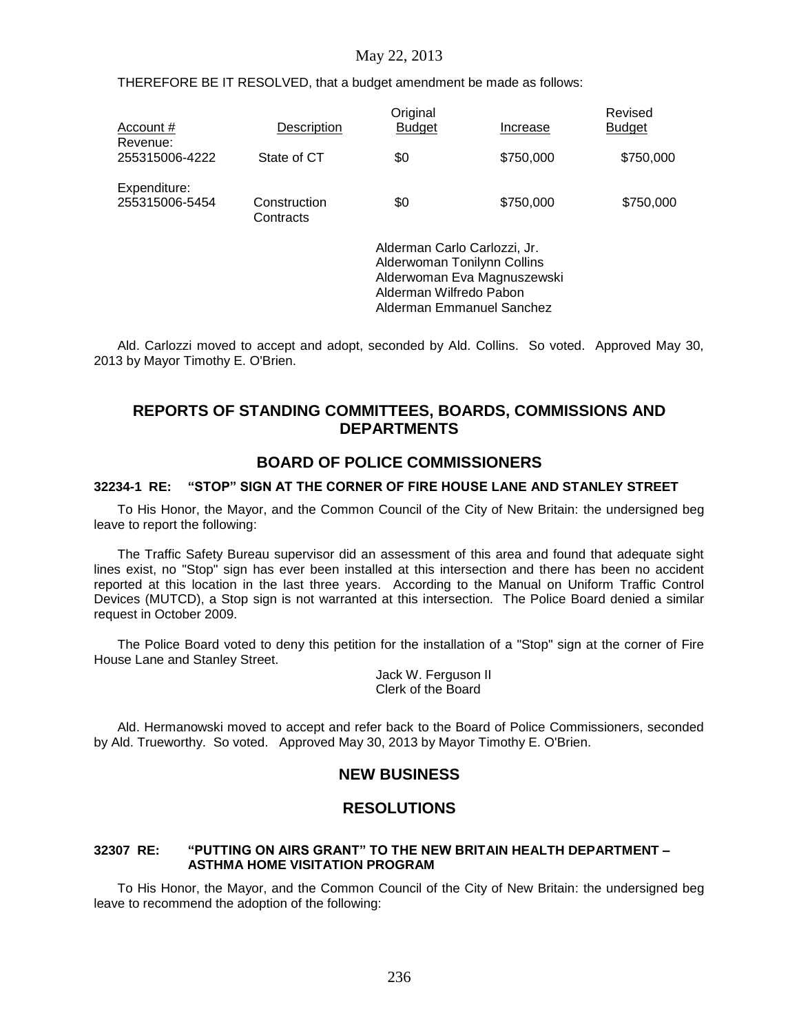THEREFORE BE IT RESOLVED, that a budget amendment be made as follows:

| Account # | Description | Original Budget | Increase | Revised Budget |
|---|---|---|---|---|
| Revenue: | | | | |
| 255315006-4222 | State of CT | $0 | $750,000 | $750,000 |
| Expenditure: | | | | |
| 255315006-5454 | Construction Contracts | $0 | $750,000 | $750,000 |

Alderman Carlo Carlozzi, Jr.
Alderwoman Tonilynn Collins
Alderwoman Eva Magnuszewski
Alderman Wilfredo Pabon
Alderman Emmanuel Sanchez

Ald. Carlozzi moved to accept and adopt, seconded by Ald. Collins. So voted. Approved May 30, 2013 by Mayor Timothy E. O'Brien.

## REPORTS OF STANDING COMMITTEES, BOARDS, COMMISSIONS AND DEPARTMENTS

## BOARD OF POLICE COMMISSIONERS

### 32234-1 RE: "STOP" SIGN AT THE CORNER OF FIRE HOUSE LANE AND STANLEY STREET

To His Honor, the Mayor, and the Common Council of the City of New Britain: the undersigned beg leave to report the following:

The Traffic Safety Bureau supervisor did an assessment of this area and found that adequate sight lines exist, no "Stop" sign has ever been installed at this intersection and there has been no accident reported at this location in the last three years. According to the Manual on Uniform Traffic Control Devices (MUTCD), a Stop sign is not warranted at this intersection. The Police Board denied a similar request in October 2009.

The Police Board voted to deny this petition for the installation of a "Stop" sign at the corner of Fire House Lane and Stanley Street.

Jack W. Ferguson II
Clerk of the Board

Ald. Hermanowski moved to accept and refer back to the Board of Police Commissioners, seconded by Ald. Trueworthy. So voted. Approved May 30, 2013 by Mayor Timothy E. O'Brien.

## NEW BUSINESS

## RESOLUTIONS

### 32307 RE: "PUTTING ON AIRS GRANT" TO THE NEW BRITAIN HEALTH DEPARTMENT – ASTHMA HOME VISITATION PROGRAM

To His Honor, the Mayor, and the Common Council of the City of New Britain: the undersigned beg leave to recommend the adoption of the following: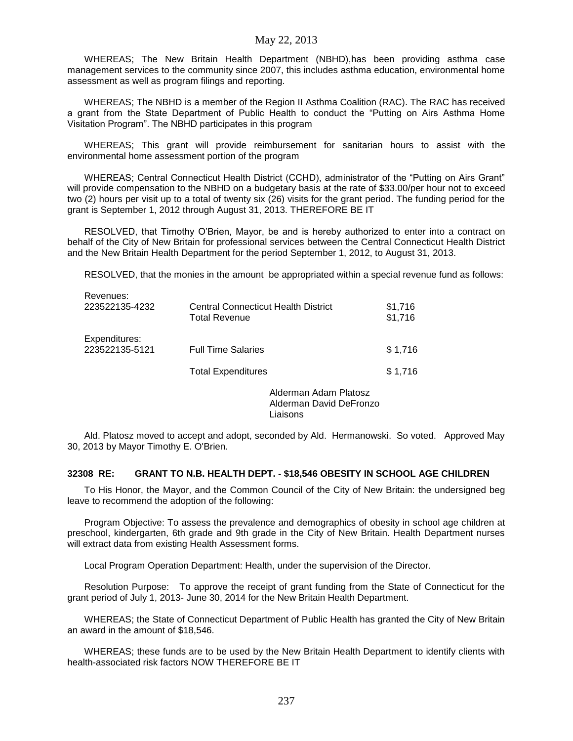WHEREAS; The New Britain Health Department (NBHD),has been providing asthma case management services to the community since 2007, this includes asthma education, environmental home assessment as well as program filings and reporting.

WHEREAS; The NBHD is a member of the Region II Asthma Coalition (RAC). The RAC has received a grant from the State Department of Public Health to conduct the "Putting on Airs Asthma Home Visitation Program". The NBHD participates in this program

WHEREAS; This grant will provide reimbursement for sanitarian hours to assist with the environmental home assessment portion of the program

WHEREAS; Central Connecticut Health District (CCHD), administrator of the "Putting on Airs Grant" will provide compensation to the NBHD on a budgetary basis at the rate of $33.00/per hour not to exceed two (2) hours per visit up to a total of twenty six (26) visits for the grant period. The funding period for the grant is September 1, 2012 through August 31, 2013. THEREFORE BE IT

RESOLVED, that Timothy O'Brien, Mayor, be and is hereby authorized to enter into a contract on behalf of the City of New Britain for professional services between the Central Connecticut Health District and the New Britain Health Department for the period September 1, 2012, to August 31, 2013.

RESOLVED, that the monies in the amount be appropriated within a special revenue fund as follows:

| | | |
|---|---|---|
| Revenues: | | |
| 223522135-4232 | Central Connecticut Health District | $1,716 |
| | Total Revenue | $1,716 |
| Expenditures: | | |
| 223522135-5121 | Full Time Salaries | $ 1,716 |
| | Total Expenditures | $ 1,716 |

Alderman Adam Platosz
Alderman David DeFronzo
Liaisons

Ald. Platosz moved to accept and adopt, seconded by Ald. Hermanowski. So voted. Approved May 30, 2013 by Mayor Timothy E. O'Brien.

**32308 RE: GRANT TO N.B. HEALTH DEPT. - $18,546 OBESITY IN SCHOOL AGE CHILDREN**

To His Honor, the Mayor, and the Common Council of the City of New Britain: the undersigned beg leave to recommend the adoption of the following:

Program Objective: To assess the prevalence and demographics of obesity in school age children at preschool, kindergarten, 6th grade and 9th grade in the City of New Britain. Health Department nurses will extract data from existing Health Assessment forms.

Local Program Operation Department: Health, under the supervision of the Director.

Resolution Purpose: To approve the receipt of grant funding from the State of Connecticut for the grant period of July 1, 2013- June 30, 2014 for the New Britain Health Department.

WHEREAS; the State of Connecticut Department of Public Health has granted the City of New Britain an award in the amount of $18,546.

WHEREAS; these funds are to be used by the New Britain Health Department to identify clients with health-associated risk factors NOW THEREFORE BE IT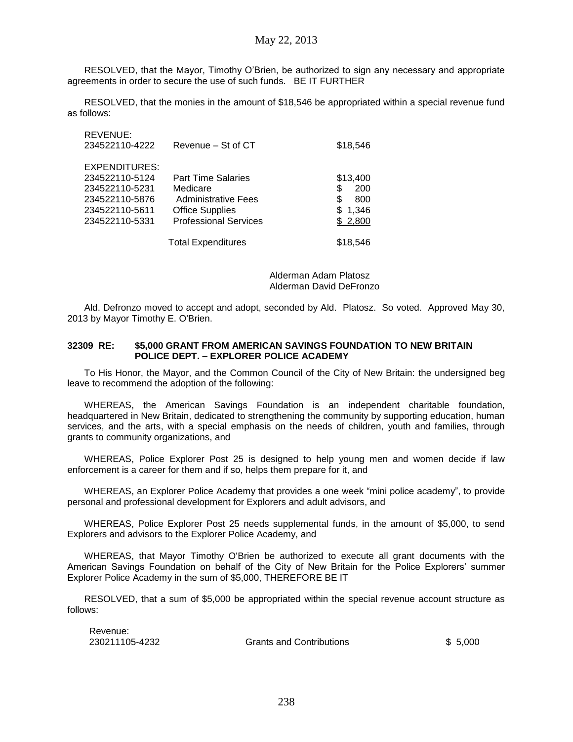RESOLVED, that the Mayor, Timothy O'Brien, be authorized to sign any necessary and appropriate agreements in order to secure the use of such funds. BE IT FURTHER

RESOLVED, that the monies in the amount of $18,546 be appropriated within a special revenue fund as follows:

| | | |
|---|---|---|
| REVENUE: | | |
| 234522110-4222 | Revenue – St of CT | $18,546 |
| EXPENDITURES: | | |
| 234522110-5124 | Part Time Salaries | $13,400 |
| 234522110-5231 | Medicare | $ 200 |
| 234522110-5876 | Administrative Fees | $ 800 |
| 234522110-5611 | Office Supplies | $ 1,346 |
| 234522110-5331 | Professional Services | $ 2,800 |
| | Total Expenditures | $18,546 |

Alderman Adam Platosz
Alderman David DeFronzo

Ald. Defronzo moved to accept and adopt, seconded by Ald. Platosz. So voted. Approved May 30, 2013 by Mayor Timothy E. O'Brien.

**32309 RE: $5,000 GRANT FROM AMERICAN SAVINGS FOUNDATION TO NEW BRITAIN POLICE DEPT. – EXPLORER POLICE ACADEMY**

To His Honor, the Mayor, and the Common Council of the City of New Britain: the undersigned beg leave to recommend the adoption of the following:

WHEREAS, the American Savings Foundation is an independent charitable foundation, headquartered in New Britain, dedicated to strengthening the community by supporting education, human services, and the arts, with a special emphasis on the needs of children, youth and families, through grants to community organizations, and

WHEREAS, Police Explorer Post 25 is designed to help young men and women decide if law enforcement is a career for them and if so, helps them prepare for it, and

WHEREAS, an Explorer Police Academy that provides a one week "mini police academy", to provide personal and professional development for Explorers and adult advisors, and

WHEREAS, Police Explorer Post 25 needs supplemental funds, in the amount of $5,000, to send Explorers and advisors to the Explorer Police Academy, and

WHEREAS, that Mayor Timothy O'Brien be authorized to execute all grant documents with the American Savings Foundation on behalf of the City of New Britain for the Police Explorers' summer Explorer Police Academy in the sum of $5,000, THEREFORE BE IT

RESOLVED, that a sum of $5,000 be appropriated within the special revenue account structure as follows:

| | | |
|---|---|---|
| Revenue: | | |
| 230211105-4232 | Grants and Contributions | $ 5,000 |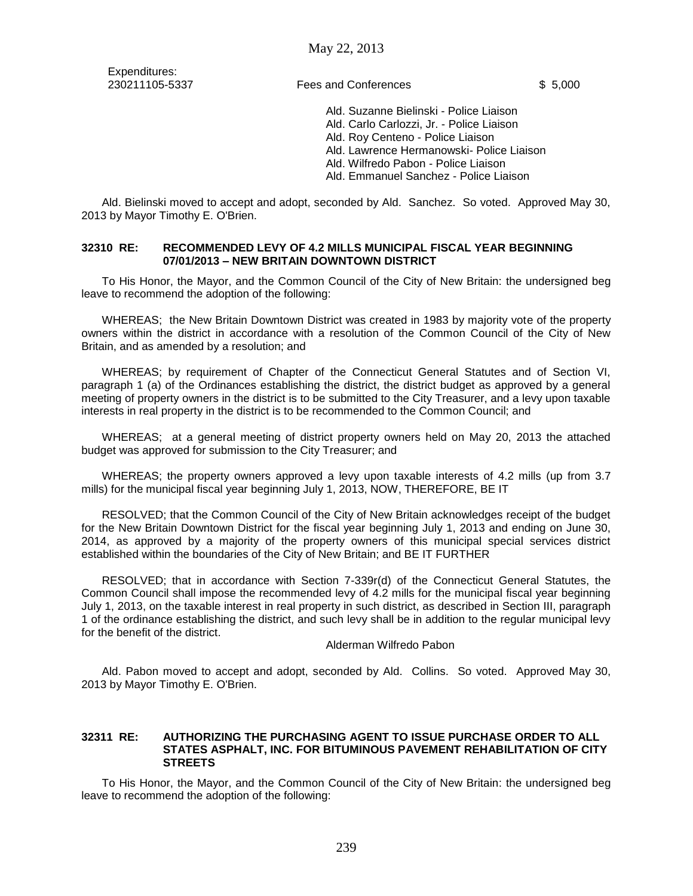Expenditures:

| | | |
|---|---|---|
| 230211105-5337 | Fees and Conferences | $ 5,000 |

Ald. Suzanne Bielinski - Police Liaison
Ald. Carlo Carlozzi, Jr. - Police Liaison
Ald. Roy Centeno - Police Liaison
Ald. Lawrence Hermanowski- Police Liaison
Ald. Wilfredo Pabon - Police Liaison
Ald. Emmanuel Sanchez - Police Liaison

Ald. Bielinski moved to accept and adopt, seconded by Ald. Sanchez. So voted. Approved May 30, 2013 by Mayor Timothy E. O'Brien.

**32310 RE: RECOMMENDED LEVY OF 4.2 MILLS MUNICIPAL FISCAL YEAR BEGINNING 07/01/2013 – NEW BRITAIN DOWNTOWN DISTRICT**

To His Honor, the Mayor, and the Common Council of the City of New Britain: the undersigned beg leave to recommend the adoption of the following:

WHEREAS; the New Britain Downtown District was created in 1983 by majority vote of the property owners within the district in accordance with a resolution of the Common Council of the City of New Britain, and as amended by a resolution; and

WHEREAS; by requirement of Chapter of the Connecticut General Statutes and of Section VI, paragraph 1 (a) of the Ordinances establishing the district, the district budget as approved by a general meeting of property owners in the district is to be submitted to the City Treasurer, and a levy upon taxable interests in real property in the district is to be recommended to the Common Council; and

WHEREAS; at a general meeting of district property owners held on May 20, 2013 the attached budget was approved for submission to the City Treasurer; and

WHEREAS; the property owners approved a levy upon taxable interests of 4.2 mills (up from 3.7 mills) for the municipal fiscal year beginning July 1, 2013, NOW, THEREFORE, BE IT

RESOLVED; that the Common Council of the City of New Britain acknowledges receipt of the budget for the New Britain Downtown District for the fiscal year beginning July 1, 2013 and ending on June 30, 2014, as approved by a majority of the property owners of this municipal special services district established within the boundaries of the City of New Britain; and BE IT FURTHER

RESOLVED; that in accordance with Section 7-339r(d) of the Connecticut General Statutes, the Common Council shall impose the recommended levy of 4.2 mills for the municipal fiscal year beginning July 1, 2013, on the taxable interest in real property in such district, as described in Section III, paragraph 1 of the ordinance establishing the district, and such levy shall be in addition to the regular municipal levy for the benefit of the district.

Alderman Wilfredo Pabon

Ald. Pabon moved to accept and adopt, seconded by Ald. Collins. So voted. Approved May 30, 2013 by Mayor Timothy E. O'Brien.

**32311 RE: AUTHORIZING THE PURCHASING AGENT TO ISSUE PURCHASE ORDER TO ALL STATES ASPHALT, INC. FOR BITUMINOUS PAVEMENT REHABILITATION OF CITY STREETS**

To His Honor, the Mayor, and the Common Council of the City of New Britain: the undersigned beg leave to recommend the adoption of the following: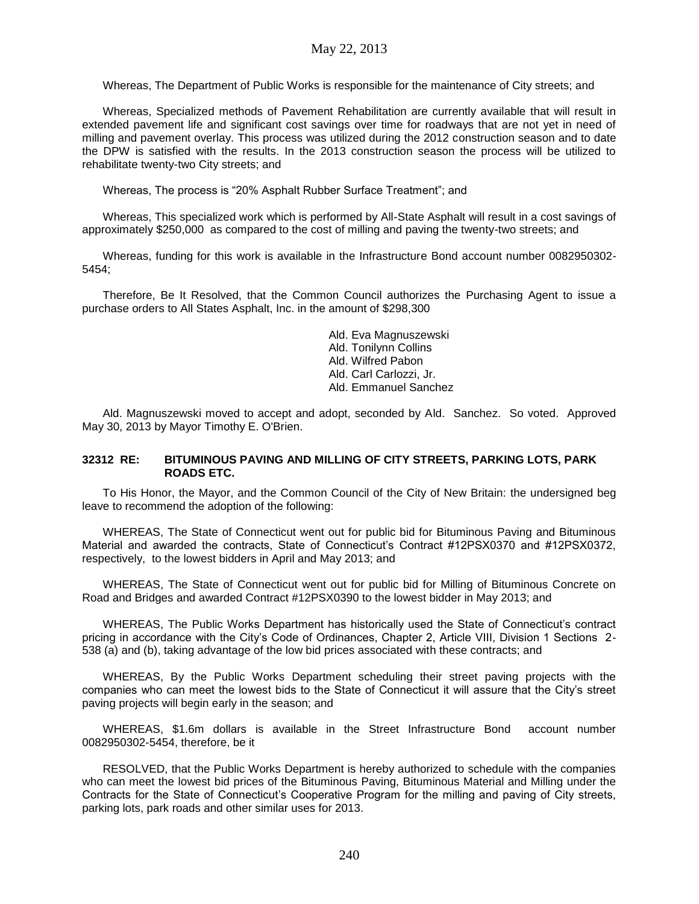Whereas, The Department of Public Works is responsible for the maintenance of City streets; and

Whereas, Specialized methods of Pavement Rehabilitation are currently available that will result in extended pavement life and significant cost savings over time for roadways that are not yet in need of milling and pavement overlay. This process was utilized during the 2012 construction season and to date the DPW is satisfied with the results. In the 2013 construction season the process will be utilized to rehabilitate twenty-two City streets; and

Whereas, The process is "20% Asphalt Rubber Surface Treatment"; and

Whereas, This specialized work which is performed by All-State Asphalt will result in a cost savings of approximately $250,000 as compared to the cost of milling and paving the twenty-two streets; and

Whereas, funding for this work is available in the Infrastructure Bond account number 0082950302-5454;

Therefore, Be It Resolved, that the Common Council authorizes the Purchasing Agent to issue a purchase orders to All States Asphalt, Inc. in the amount of $298,300

Ald. Eva Magnuszewski
Ald. Tonilynn Collins
Ald. Wilfred Pabon
Ald. Carl Carlozzi, Jr.
Ald. Emmanuel Sanchez

Ald. Magnuszewski moved to accept and adopt, seconded by Ald. Sanchez. So voted. Approved May 30, 2013 by Mayor Timothy E. O'Brien.

**32312 RE: BITUMINOUS PAVING AND MILLING OF CITY STREETS, PARKING LOTS, PARK ROADS ETC.**

To His Honor, the Mayor, and the Common Council of the City of New Britain: the undersigned beg leave to recommend the adoption of the following:

WHEREAS, The State of Connecticut went out for public bid for Bituminous Paving and Bituminous Material and awarded the contracts, State of Connecticut's Contract #12PSX0370 and #12PSX0372, respectively, to the lowest bidders in April and May 2013; and

WHEREAS, The State of Connecticut went out for public bid for Milling of Bituminous Concrete on Road and Bridges and awarded Contract #12PSX0390 to the lowest bidder in May 2013; and

WHEREAS, The Public Works Department has historically used the State of Connecticut's contract pricing in accordance with the City's Code of Ordinances, Chapter 2, Article VIII, Division 1 Sections 2-538 (a) and (b), taking advantage of the low bid prices associated with these contracts; and

WHEREAS, By the Public Works Department scheduling their street paving projects with the companies who can meet the lowest bids to the State of Connecticut it will assure that the City's street paving projects will begin early in the season; and

WHEREAS, $1.6m dollars is available in the Street Infrastructure Bond account number 0082950302-5454, therefore, be it

RESOLVED, that the Public Works Department is hereby authorized to schedule with the companies who can meet the lowest bid prices of the Bituminous Paving, Bituminous Material and Milling under the Contracts for the State of Connecticut's Cooperative Program for the milling and paving of City streets, parking lots, park roads and other similar uses for 2013.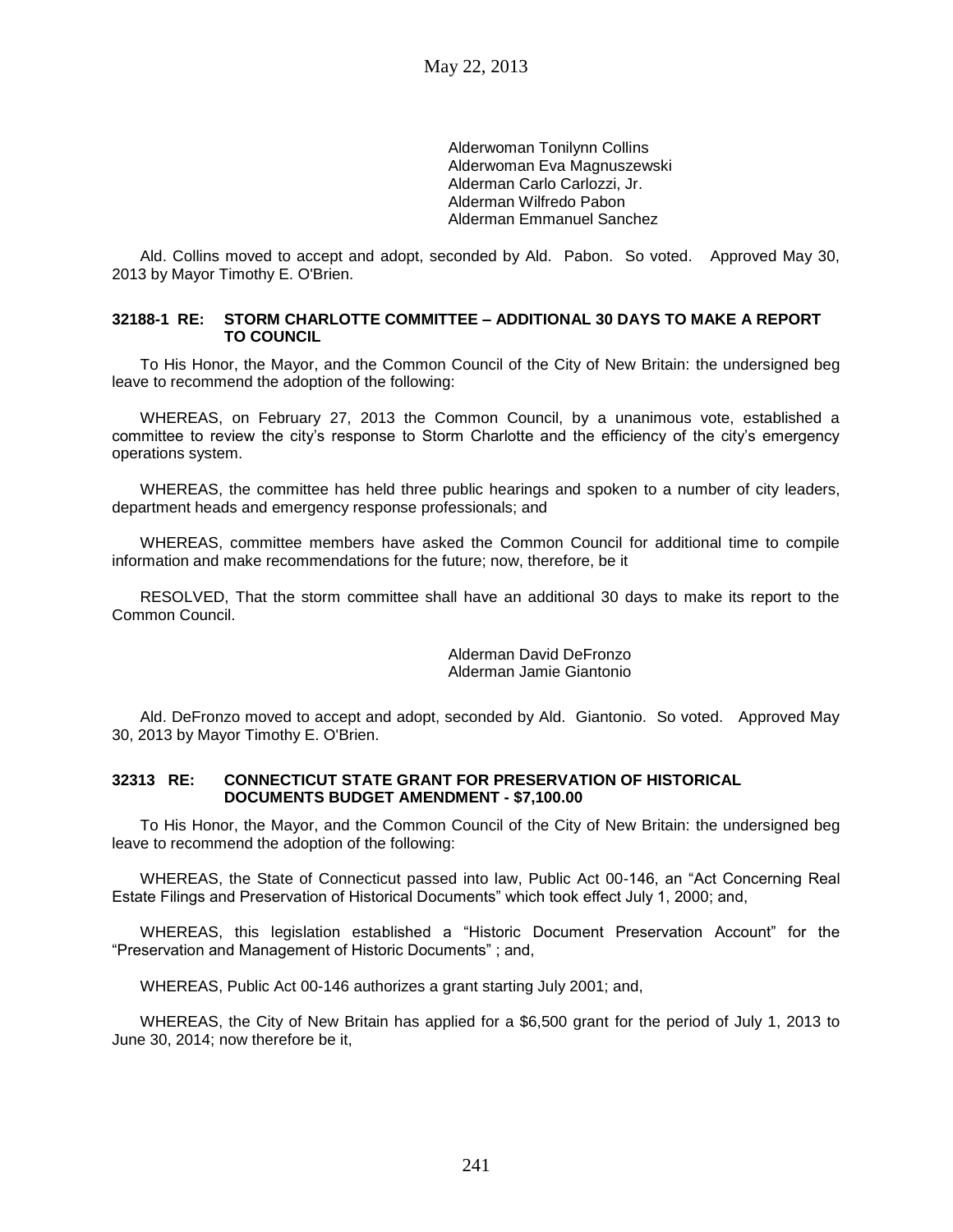Alderwoman Tonilynn Collins
Alderwoman Eva Magnuszewski
Alderman Carlo Carlozzi, Jr.
Alderman Wilfredo Pabon
Alderman Emmanuel Sanchez

Ald. Collins moved to accept and adopt, seconded by Ald. Pabon. So voted. Approved May 30, 2013 by Mayor Timothy E. O'Brien.

**32188-1 RE: STORM CHARLOTTE COMMITTEE – ADDITIONAL 30 DAYS TO MAKE A REPORT TO COUNCIL**

To His Honor, the Mayor, and the Common Council of the City of New Britain: the undersigned beg leave to recommend the adoption of the following:

WHEREAS, on February 27, 2013 the Common Council, by a unanimous vote, established a committee to review the city's response to Storm Charlotte and the efficiency of the city's emergency operations system.

WHEREAS, the committee has held three public hearings and spoken to a number of city leaders, department heads and emergency response professionals; and

WHEREAS, committee members have asked the Common Council for additional time to compile information and make recommendations for the future; now, therefore, be it

RESOLVED, That the storm committee shall have an additional 30 days to make its report to the Common Council.

Alderman David DeFronzo
Alderman Jamie Giantonio

Ald. DeFronzo moved to accept and adopt, seconded by Ald. Giantonio. So voted. Approved May 30, 2013 by Mayor Timothy E. O'Brien.

**32313 RE: CONNECTICUT STATE GRANT FOR PRESERVATION OF HISTORICAL DOCUMENTS BUDGET AMENDMENT - $7,100.00**

To His Honor, the Mayor, and the Common Council of the City of New Britain: the undersigned beg leave to recommend the adoption of the following:

WHEREAS, the State of Connecticut passed into law, Public Act 00-146, an "Act Concerning Real Estate Filings and Preservation of Historical Documents" which took effect July 1, 2000; and,

WHEREAS, this legislation established a "Historic Document Preservation Account" for the "Preservation and Management of Historic Documents" ; and,

WHEREAS, Public Act 00-146 authorizes a grant starting July 2001; and,

WHEREAS, the City of New Britain has applied for a $6,500 grant for the period of July 1, 2013 to June 30, 2014; now therefore be it,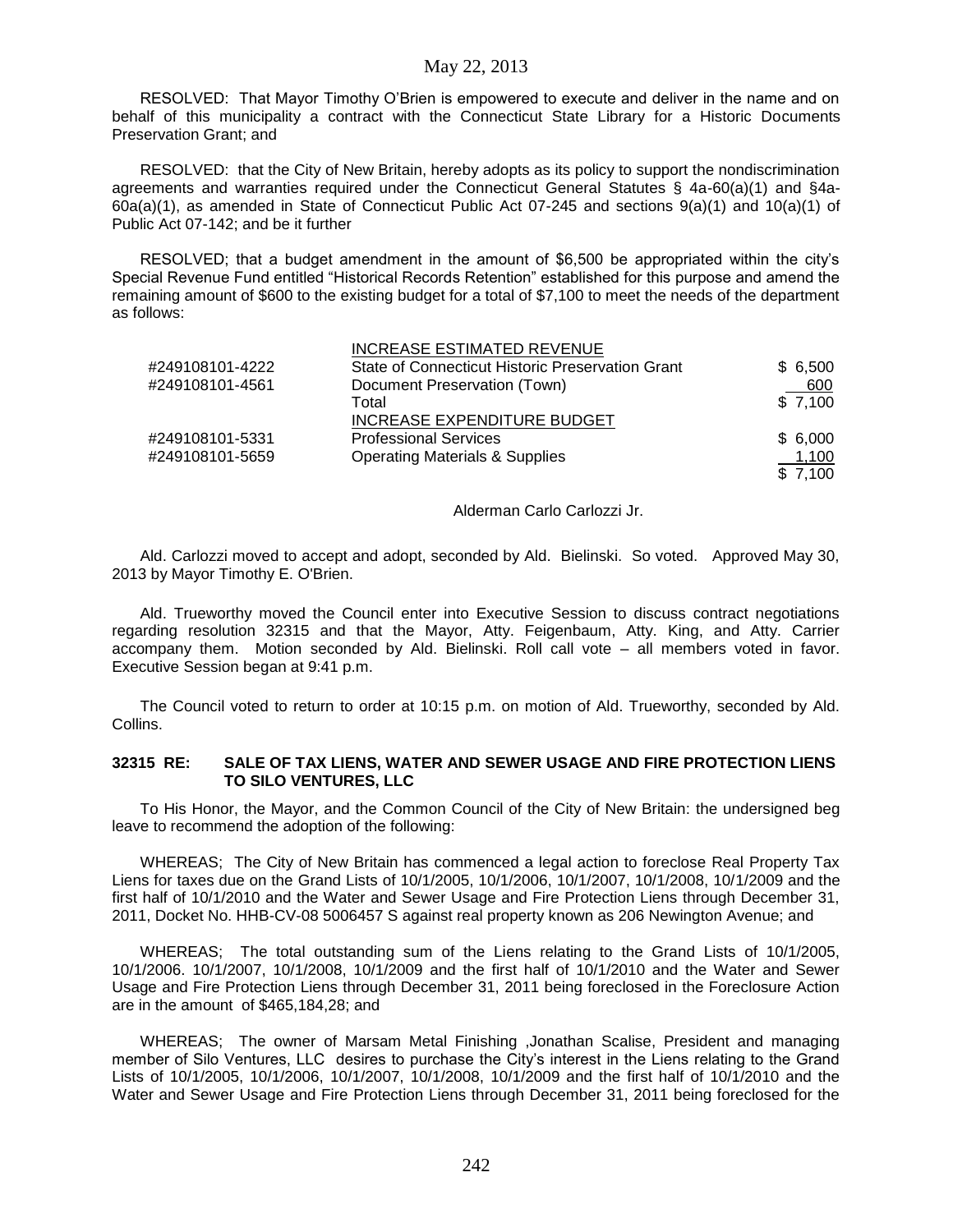RESOLVED: That Mayor Timothy O'Brien is empowered to execute and deliver in the name and on behalf of this municipality a contract with the Connecticut State Library for a Historic Documents Preservation Grant; and

RESOLVED: that the City of New Britain, hereby adopts as its policy to support the nondiscrimination agreements and warranties required under the Connecticut General Statutes § 4a-60(a)(1) and §4a-60a(a)(1), as amended in State of Connecticut Public Act 07-245 and sections 9(a)(1) and 10(a)(1) of Public Act 07-142; and be it further

RESOLVED; that a budget amendment in the amount of $6,500 be appropriated within the city's Special Revenue Fund entitled "Historical Records Retention" established for this purpose and amend the remaining amount of $600 to the existing budget for a total of $7,100 to meet the needs of the department as follows:

| | | |
|---|---|---|
| | INCREASE ESTIMATED REVENUE | |
| #249108101-4222 | State of Connecticut Historic Preservation Grant | $ 6,500 |
| #249108101-4561 | Document Preservation (Town) | 600 |
| | Total | $ 7,100 |
| | INCREASE EXPENDITURE BUDGET | |
| #249108101-5331 | Professional Services | $ 6,000 |
| #249108101-5659 | Operating Materials & Supplies | 1,100 |
| | | $ 7,100 |

Alderman Carlo Carlozzi Jr.

Ald. Carlozzi moved to accept and adopt, seconded by Ald. Bielinski. So voted. Approved May 30, 2013 by Mayor Timothy E. O'Brien.

Ald. Trueworthy moved the Council enter into Executive Session to discuss contract negotiations regarding resolution 32315 and that the Mayor, Atty. Feigenbaum, Atty. King, and Atty. Carrier accompany them. Motion seconded by Ald. Bielinski. Roll call vote – all members voted in favor. Executive Session began at 9:41 p.m.

The Council voted to return to order at 10:15 p.m. on motion of Ald. Trueworthy, seconded by Ald. Collins.

**32315 RE: SALE OF TAX LIENS, WATER AND SEWER USAGE AND FIRE PROTECTION LIENS TO SILO VENTURES, LLC**

To His Honor, the Mayor, and the Common Council of the City of New Britain: the undersigned beg leave to recommend the adoption of the following:

WHEREAS; The City of New Britain has commenced a legal action to foreclose Real Property Tax Liens for taxes due on the Grand Lists of 10/1/2005, 10/1/2006, 10/1/2007, 10/1/2008, 10/1/2009 and the first half of 10/1/2010 and the Water and Sewer Usage and Fire Protection Liens through December 31, 2011, Docket No. HHB-CV-08 5006457 S against real property known as 206 Newington Avenue; and

WHEREAS; The total outstanding sum of the Liens relating to the Grand Lists of 10/1/2005, 10/1/2006. 10/1/2007, 10/1/2008, 10/1/2009 and the first half of 10/1/2010 and the Water and Sewer Usage and Fire Protection Liens through December 31, 2011 being foreclosed in the Foreclosure Action are in the amount of $465,184,28; and

WHEREAS; The owner of Marsam Metal Finishing ,Jonathan Scalise, President and managing member of Silo Ventures, LLC desires to purchase the City's interest in the Liens relating to the Grand Lists of 10/1/2005, 10/1/2006, 10/1/2007, 10/1/2008, 10/1/2009 and the first half of 10/1/2010 and the Water and Sewer Usage and Fire Protection Liens through December 31, 2011 being foreclosed for the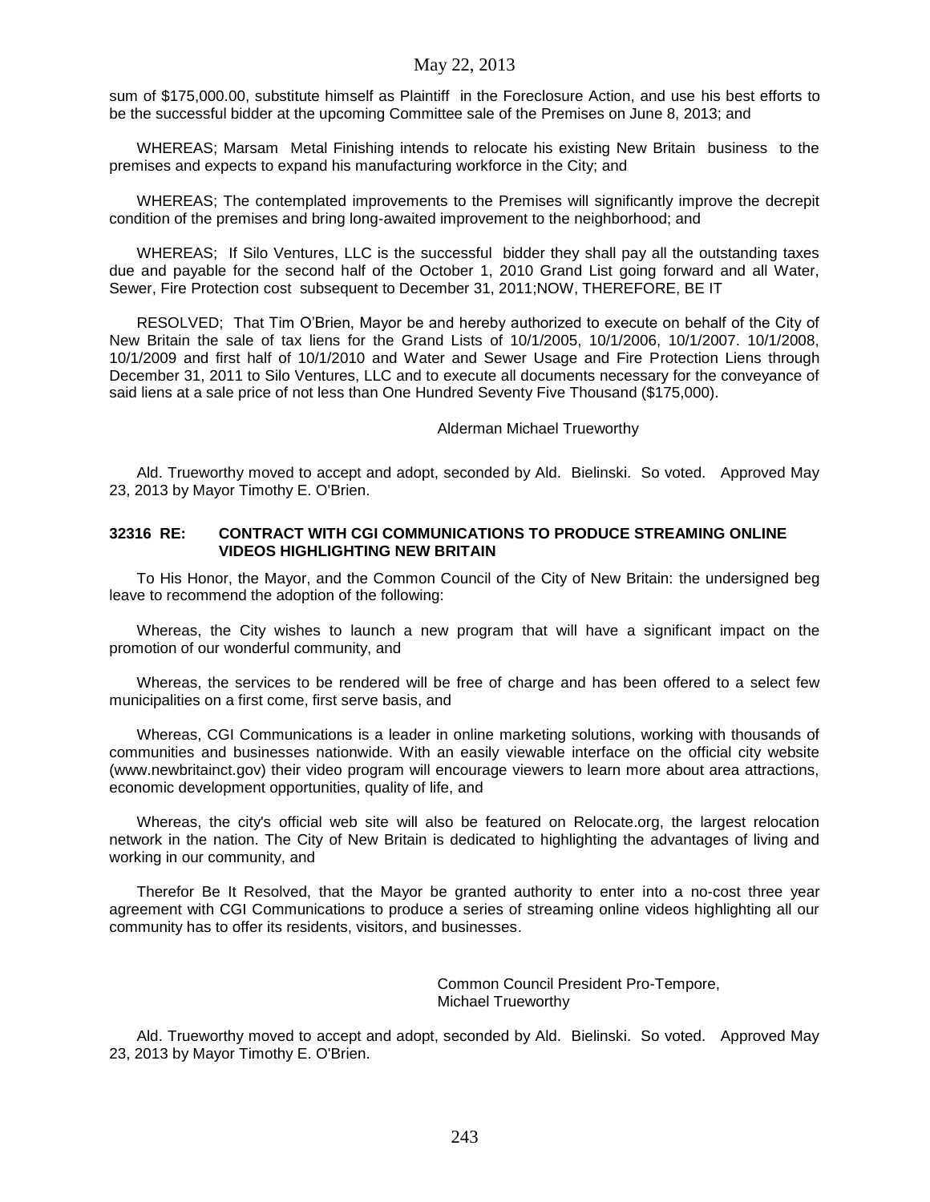sum of $175,000.00, substitute himself as Plaintiff in the Foreclosure Action, and use his best efforts to be the successful bidder at the upcoming Committee sale of the Premises on June 8, 2013; and

WHEREAS; Marsam Metal Finishing intends to relocate his existing New Britain business to the premises and expects to expand his manufacturing workforce in the City; and

WHEREAS; The contemplated improvements to the Premises will significantly improve the decrepit condition of the premises and bring long-awaited improvement to the neighborhood; and

WHEREAS; If Silo Ventures, LLC is the successful bidder they shall pay all the outstanding taxes due and payable for the second half of the October 1, 2010 Grand List going forward and all Water, Sewer, Fire Protection cost subsequent to December 31, 2011;NOW, THEREFORE, BE IT

RESOLVED; That Tim O'Brien, Mayor be and hereby authorized to execute on behalf of the City of New Britain the sale of tax liens for the Grand Lists of 10/1/2005, 10/1/2006, 10/1/2007. 10/1/2008, 10/1/2009 and first half of 10/1/2010 and Water and Sewer Usage and Fire Protection Liens through December 31, 2011 to Silo Ventures, LLC and to execute all documents necessary for the conveyance of said liens at a sale price of not less than One Hundred Seventy Five Thousand ($175,000).

Alderman Michael Trueworthy

Ald. Trueworthy moved to accept and adopt, seconded by Ald. Bielinski. So voted. Approved May 23, 2013 by Mayor Timothy E. O'Brien.

**32316 RE: CONTRACT WITH CGI COMMUNICATIONS TO PRODUCE STREAMING ONLINE VIDEOS HIGHLIGHTING NEW BRITAIN**

To His Honor, the Mayor, and the Common Council of the City of New Britain: the undersigned beg leave to recommend the adoption of the following:

Whereas, the City wishes to launch a new program that will have a significant impact on the promotion of our wonderful community, and

Whereas, the services to be rendered will be free of charge and has been offered to a select few municipalities on a first come, first serve basis, and

Whereas, CGI Communications is a leader in online marketing solutions, working with thousands of communities and businesses nationwide. With an easily viewable interface on the official city website (www.newbritainct.gov) their video program will encourage viewers to learn more about area attractions, economic development opportunities, quality of life, and

Whereas, the city's official web site will also be featured on Relocate.org, the largest relocation network in the nation. The City of New Britain is dedicated to highlighting the advantages of living and working in our community, and

Therefor Be It Resolved, that the Mayor be granted authority to enter into a no-cost three year agreement with CGI Communications to produce a series of streaming online videos highlighting all our community has to offer its residents, visitors, and businesses.

Common Council President Pro-Tempore,
Michael Trueworthy

Ald. Trueworthy moved to accept and adopt, seconded by Ald. Bielinski. So voted. Approved May 23, 2013 by Mayor Timothy E. O'Brien.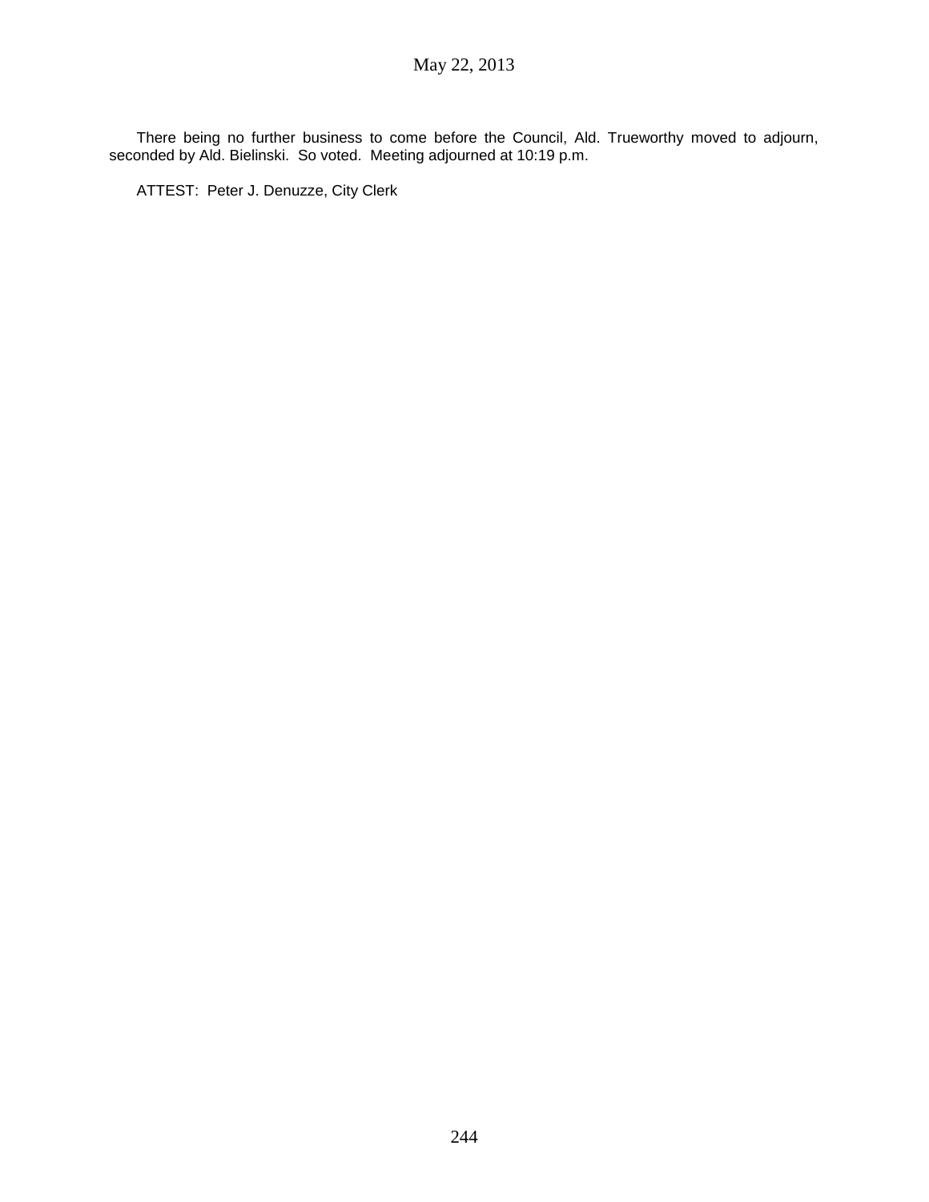There being no further business to come before the Council, Ald. Trueworthy moved to adjourn, seconded by Ald. Bielinski. So voted. Meeting adjourned at 10:19 p.m.

ATTEST: Peter J. Denuzze, City Clerk